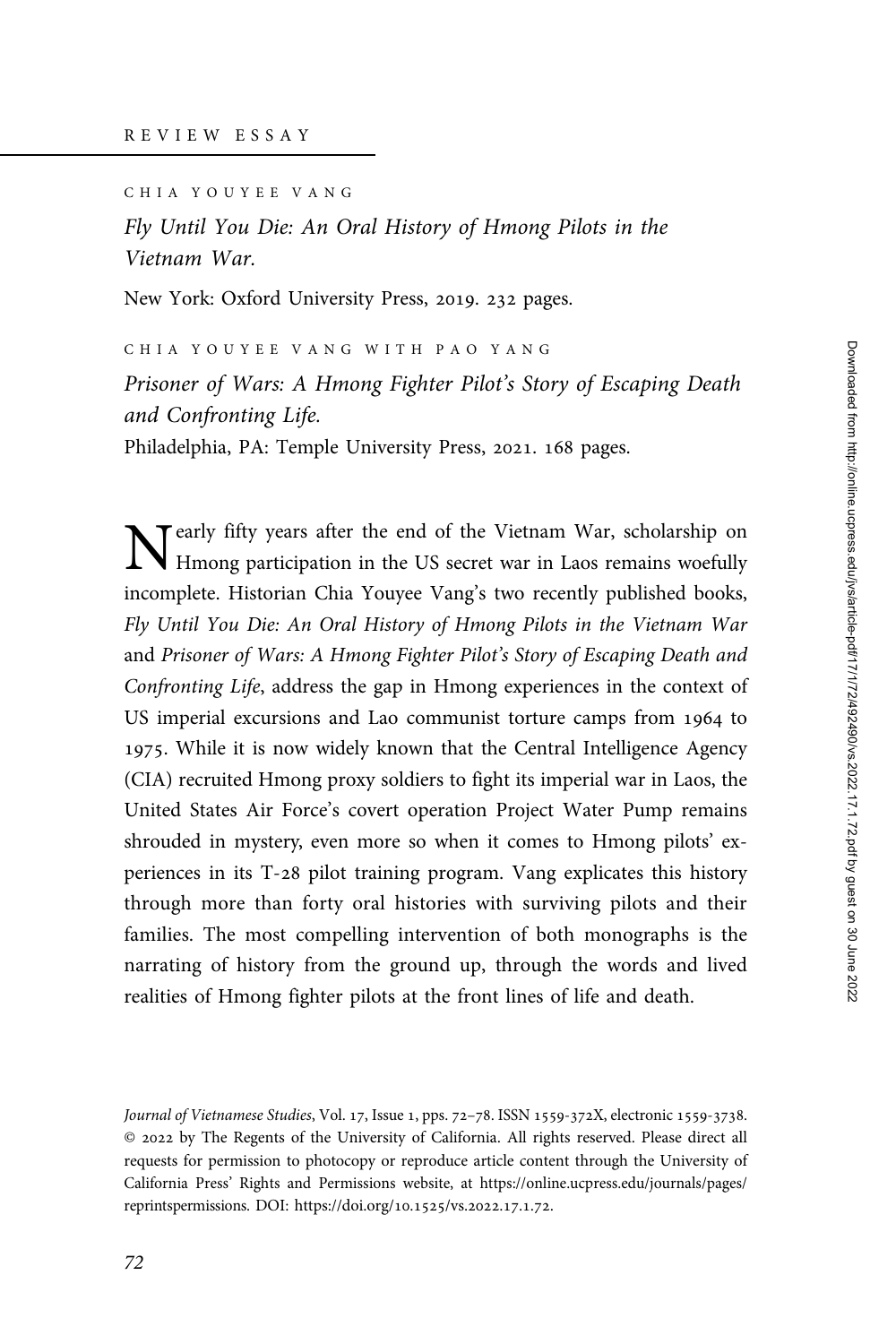REVIEW ESSAY

CHIA YOUYEE VANG

*Fly Until You Die: An Oral History of Hmong Pilots in the Vietnam War.*

New York: Oxford University Press, 2019. 232 pages.

CHIA YOUYEE VANG WITH PAO YANG

*Prisoner of Wars: A Hmong Fighter Pilot's Story of Escaping Death and Confronting Life.*

Philadelphia, PA: Temple University Press, 2021. 168 pages.

Nearly fifty years after the end of the Vietnam War, scholarship on Hmong participation in the US secret war in Laos remains woefully incomplete. Historian Chia Youyee Vang's two recently published books, *Fly Until You Die: An Oral History of Hmong Pilots in the Vietnam War* and *Prisoner of Wars: A Hmong Fighter Pilot's Story of Escaping Death and Confronting Life*, address the gap in Hmong experiences in the context of US imperial excursions and Lao communist torture camps from 1964 to 1975. While it is now widely known that the Central Intelligence Agency (CIA) recruited Hmong proxy soldiers to fight its imperial war in Laos, the United States Air Force's covert operation Project Water Pump remains shrouded in mystery, even more so when it comes to Hmong pilots' experiences in its T-28 pilot training program. Vang explicates this history through more than forty oral histories with surviving pilots and their families. The most compelling intervention of both monographs is the narrating of history from the ground up, through the words and lived realities of Hmong fighter pilots at the front lines of life and death.

*Journal of Vietnamese Studies*, Vol. 17, Issue 1, pps. 72–78. ISSN 1559-372X, electronic 1559-3738. © 2022 by The Regents of the University of California. All rights reserved. Please direct all requests for permission to photocopy or reproduce article content through the University of California Press' Rights and Permissions website, at https://online.ucpress.edu/journals/pages/reprintspermissions. DOI: https://doi.org/10.1525/vs.2022.17.1.72.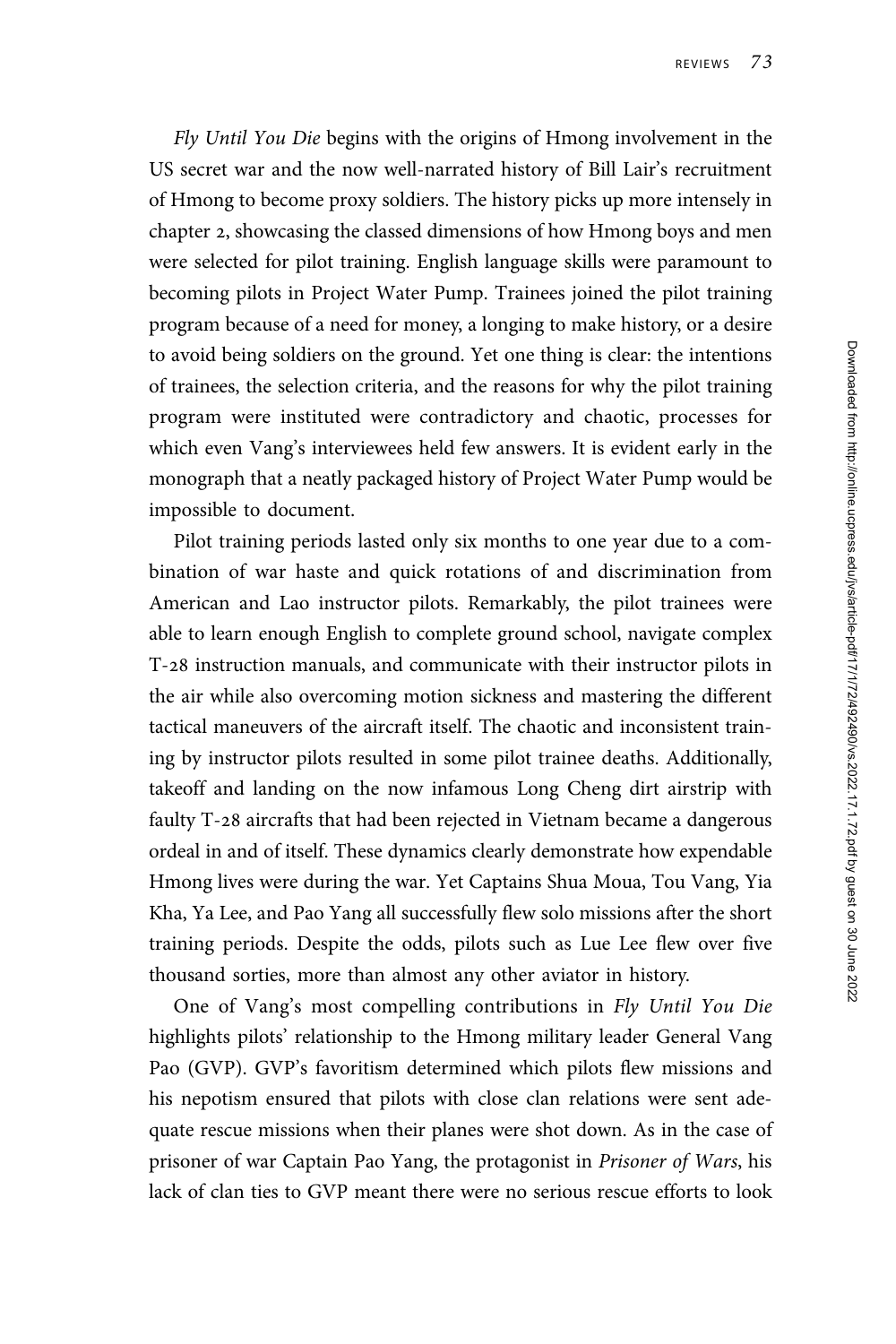*Fly Until You Die* begins with the origins of Hmong involvement in the US secret war and the now well-narrated history of Bill Lair's recruitment of Hmong to become proxy soldiers. The history picks up more intensely in chapter 2, showcasing the classed dimensions of how Hmong boys and men were selected for pilot training. English language skills were paramount to becoming pilots in Project Water Pump. Trainees joined the pilot training program because of a need for money, a longing to make history, or a desire to avoid being soldiers on the ground. Yet one thing is clear: the intentions of trainees, the selection criteria, and the reasons for why the pilot training program were instituted were contradictory and chaotic, processes for which even Vang's interviewees held few answers. It is evident early in the monograph that a neatly packaged history of Project Water Pump would be impossible to document.

Pilot training periods lasted only six months to one year due to a combination of war haste and quick rotations of and discrimination from American and Lao instructor pilots. Remarkably, the pilot trainees were able to learn enough English to complete ground school, navigate complex T-28 instruction manuals, and communicate with their instructor pilots in the air while also overcoming motion sickness and mastering the different tactical maneuvers of the aircraft itself. The chaotic and inconsistent training by instructor pilots resulted in some pilot trainee deaths. Additionally, takeoff and landing on the now infamous Long Cheng dirt airstrip with faulty T-28 aircrafts that had been rejected in Vietnam became a dangerous ordeal in and of itself. These dynamics clearly demonstrate how expendable Hmong lives were during the war. Yet Captains Shua Moua, Tou Vang, Yia Kha, Ya Lee, and Pao Yang all successfully flew solo missions after the short training periods. Despite the odds, pilots such as Lue Lee flew over five thousand sorties, more than almost any other aviator in history.

One of Vang's most compelling contributions in *Fly Until You Die* highlights pilots' relationship to the Hmong military leader General Vang Pao (GVP). GVP's favoritism determined which pilots flew missions and his nepotism ensured that pilots with close clan relations were sent adequate rescue missions when their planes were shot down. As in the case of prisoner of war Captain Pao Yang, the protagonist in *Prisoner of Wars*, his lack of clan ties to GVP meant there were no serious rescue efforts to look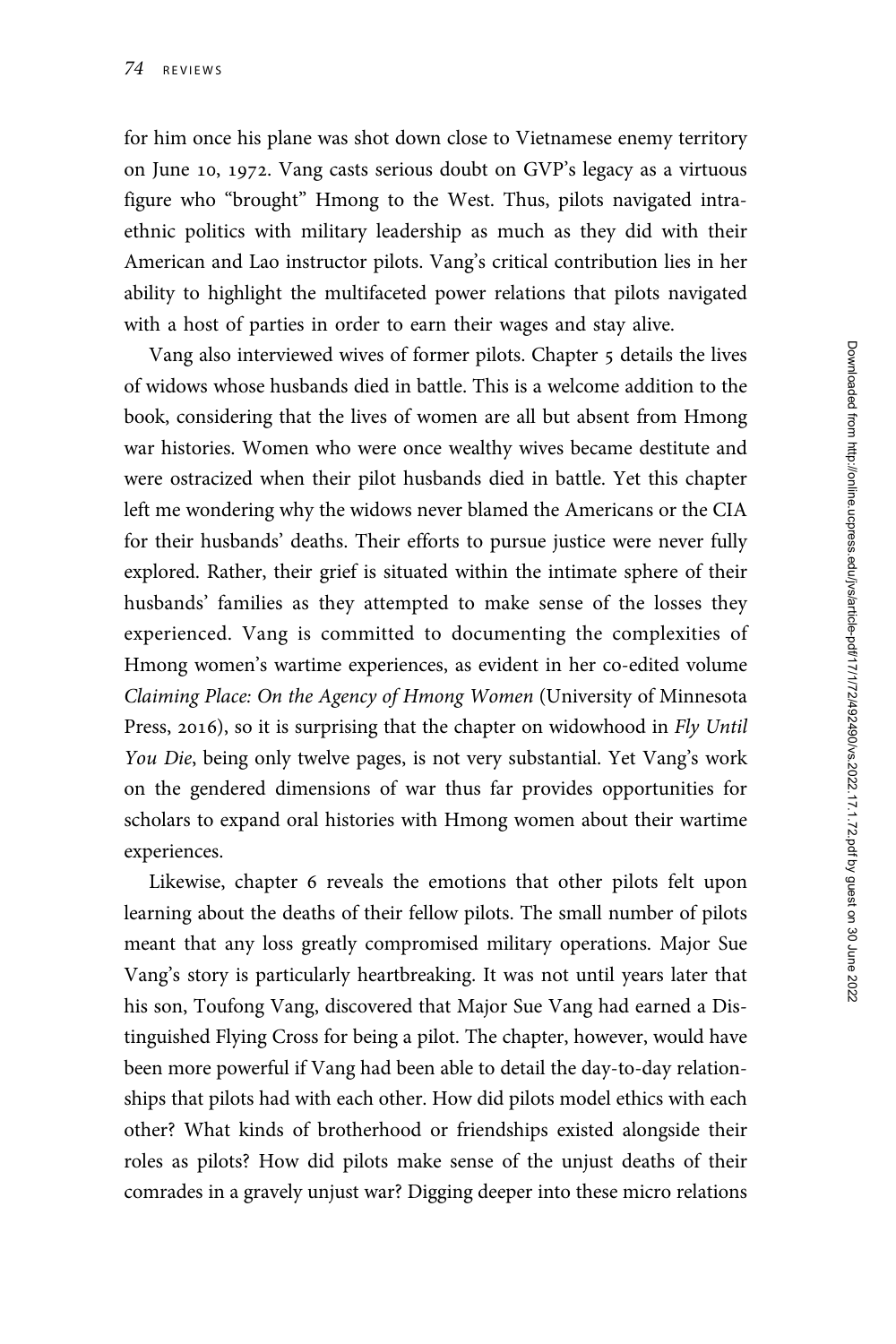for him once his plane was shot down close to Vietnamese enemy territory on June 10, 1972. Vang casts serious doubt on GVP's legacy as a virtuous figure who "brought" Hmong to the West. Thus, pilots navigated intra-ethnic politics with military leadership as much as they did with their American and Lao instructor pilots. Vang's critical contribution lies in her ability to highlight the multifaceted power relations that pilots navigated with a host of parties in order to earn their wages and stay alive.

Vang also interviewed wives of former pilots. Chapter 5 details the lives of widows whose husbands died in battle. This is a welcome addition to the book, considering that the lives of women are all but absent from Hmong war histories. Women who were once wealthy wives became destitute and were ostracized when their pilot husbands died in battle. Yet this chapter left me wondering why the widows never blamed the Americans or the CIA for their husbands' deaths. Their efforts to pursue justice were never fully explored. Rather, their grief is situated within the intimate sphere of their husbands' families as they attempted to make sense of the losses they experienced. Vang is committed to documenting the complexities of Hmong women's wartime experiences, as evident in her co-edited volume *Claiming Place: On the Agency of Hmong Women* (University of Minnesota Press, 2016), so it is surprising that the chapter on widowhood in *Fly Until You Die*, being only twelve pages, is not very substantial. Yet Vang's work on the gendered dimensions of war thus far provides opportunities for scholars to expand oral histories with Hmong women about their wartime experiences.

Likewise, chapter 6 reveals the emotions that other pilots felt upon learning about the deaths of their fellow pilots. The small number of pilots meant that any loss greatly compromised military operations. Major Sue Vang's story is particularly heartbreaking. It was not until years later that his son, Toufong Vang, discovered that Major Sue Vang had earned a Distinguished Flying Cross for being a pilot. The chapter, however, would have been more powerful if Vang had been able to detail the day-to-day relationships that pilots had with each other. How did pilots model ethics with each other? What kinds of brotherhood or friendships existed alongside their roles as pilots? How did pilots make sense of the unjust deaths of their comrades in a gravely unjust war? Digging deeper into these micro relations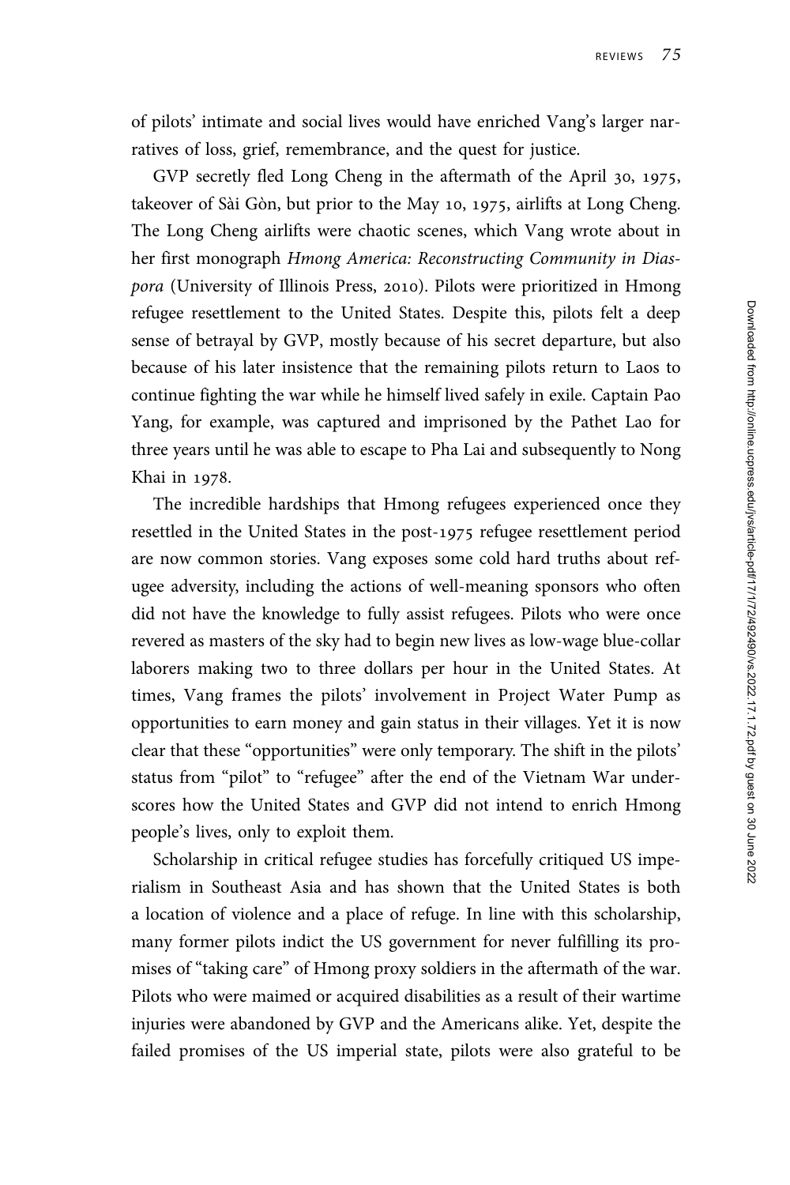of pilots' intimate and social lives would have enriched Vang's larger narratives of loss, grief, remembrance, and the quest for justice.

GVP secretly fled Long Cheng in the aftermath of the April 30, 1975, takeover of Sài Gòn, but prior to the May 10, 1975, airlifts at Long Cheng. The Long Cheng airlifts were chaotic scenes, which Vang wrote about in her first monograph *Hmong America: Reconstructing Community in Diaspora* (University of Illinois Press, 2010). Pilots were prioritized in Hmong refugee resettlement to the United States. Despite this, pilots felt a deep sense of betrayal by GVP, mostly because of his secret departure, but also because of his later insistence that the remaining pilots return to Laos to continue fighting the war while he himself lived safely in exile. Captain Pao Yang, for example, was captured and imprisoned by the Pathet Lao for three years until he was able to escape to Pha Lai and subsequently to Nong Khai in 1978.

The incredible hardships that Hmong refugees experienced once they resettled in the United States in the post-1975 refugee resettlement period are now common stories. Vang exposes some cold hard truths about refugee adversity, including the actions of well-meaning sponsors who often did not have the knowledge to fully assist refugees. Pilots who were once revered as masters of the sky had to begin new lives as low-wage blue-collar laborers making two to three dollars per hour in the United States. At times, Vang frames the pilots' involvement in Project Water Pump as opportunities to earn money and gain status in their villages. Yet it is now clear that these "opportunities" were only temporary. The shift in the pilots' status from "pilot" to "refugee" after the end of the Vietnam War underscores how the United States and GVP did not intend to enrich Hmong people's lives, only to exploit them.

Scholarship in critical refugee studies has forcefully critiqued US imperialism in Southeast Asia and has shown that the United States is both a location of violence and a place of refuge. In line with this scholarship, many former pilots indict the US government for never fulfilling its promises of "taking care" of Hmong proxy soldiers in the aftermath of the war. Pilots who were maimed or acquired disabilities as a result of their wartime injuries were abandoned by GVP and the Americans alike. Yet, despite the failed promises of the US imperial state, pilots were also grateful to be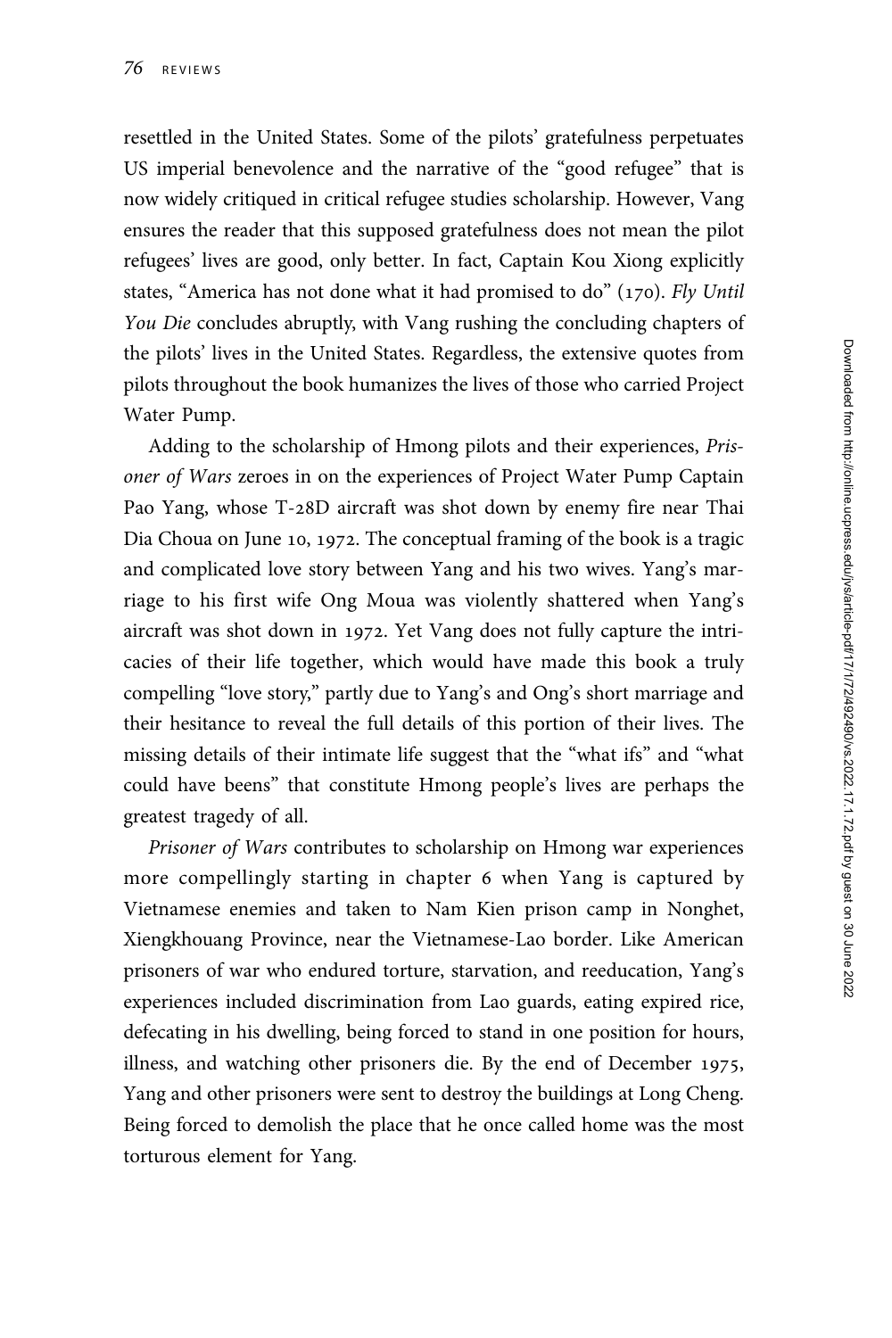resettled in the United States. Some of the pilots' gratefulness perpetuates US imperial benevolence and the narrative of the "good refugee" that is now widely critiqued in critical refugee studies scholarship. However, Vang ensures the reader that this supposed gratefulness does not mean the pilot refugees' lives are good, only better. In fact, Captain Kou Xiong explicitly states, "America has not done what it had promised to do" (170). *Fly Until You Die* concludes abruptly, with Vang rushing the concluding chapters of the pilots' lives in the United States. Regardless, the extensive quotes from pilots throughout the book humanizes the lives of those who carried Project Water Pump.

Adding to the scholarship of Hmong pilots and their experiences, *Prisoner of Wars* zeroes in on the experiences of Project Water Pump Captain Pao Yang, whose T-28D aircraft was shot down by enemy fire near Thai Dia Choua on June 10, 1972. The conceptual framing of the book is a tragic and complicated love story between Yang and his two wives. Yang's marriage to his first wife Ong Moua was violently shattered when Yang's aircraft was shot down in 1972. Yet Vang does not fully capture the intricacies of their life together, which would have made this book a truly compelling "love story," partly due to Yang's and Ong's short marriage and their hesitance to reveal the full details of this portion of their lives. The missing details of their intimate life suggest that the "what ifs" and "what could have beens" that constitute Hmong people's lives are perhaps the greatest tragedy of all.

*Prisoner of Wars* contributes to scholarship on Hmong war experiences more compellingly starting in chapter 6 when Yang is captured by Vietnamese enemies and taken to Nam Kien prison camp in Nonghet, Xiengkhouang Province, near the Vietnamese-Lao border. Like American prisoners of war who endured torture, starvation, and reeducation, Yang's experiences included discrimination from Lao guards, eating expired rice, defecating in his dwelling, being forced to stand in one position for hours, illness, and watching other prisoners die. By the end of December 1975, Yang and other prisoners were sent to destroy the buildings at Long Cheng. Being forced to demolish the place that he once called home was the most torturous element for Yang.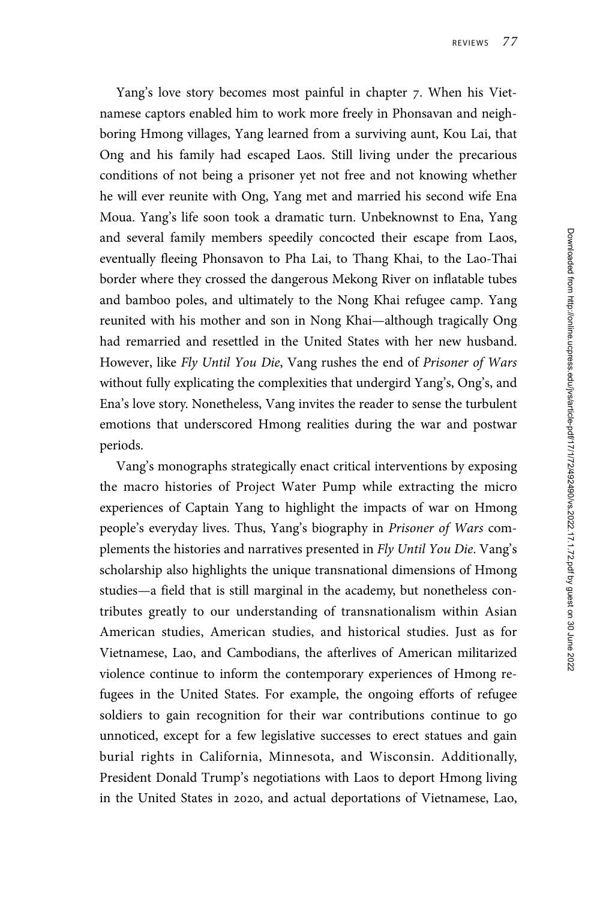Yang's love story becomes most painful in chapter 7. When his Vietnamese captors enabled him to work more freely in Phonsavan and neighboring Hmong villages, Yang learned from a surviving aunt, Kou Lai, that Ong and his family had escaped Laos. Still living under the precarious conditions of not being a prisoner yet not free and not knowing whether he will ever reunite with Ong, Yang met and married his second wife Ena Moua. Yang's life soon took a dramatic turn. Unbeknownst to Ena, Yang and several family members speedily concocted their escape from Laos, eventually fleeing Phonsavon to Pha Lai, to Thang Khai, to the Lao-Thai border where they crossed the dangerous Mekong River on inflatable tubes and bamboo poles, and ultimately to the Nong Khai refugee camp. Yang reunited with his mother and son in Nong Khai—although tragically Ong had remarried and resettled in the United States with her new husband. However, like *Fly Until You Die*, Vang rushes the end of *Prisoner of Wars* without fully explicating the complexities that undergird Yang's, Ong's, and Ena's love story. Nonetheless, Vang invites the reader to sense the turbulent emotions that underscored Hmong realities during the war and postwar periods.

Vang's monographs strategically enact critical interventions by exposing the macro histories of Project Water Pump while extracting the micro experiences of Captain Yang to highlight the impacts of war on Hmong people's everyday lives. Thus, Yang's biography in *Prisoner of Wars* complements the histories and narratives presented in *Fly Until You Die*. Vang's scholarship also highlights the unique transnational dimensions of Hmong studies—a field that is still marginal in the academy, but nonetheless contributes greatly to our understanding of transnationalism within Asian American studies, American studies, and historical studies. Just as for Vietnamese, Lao, and Cambodians, the afterlives of American militarized violence continue to inform the contemporary experiences of Hmong refugees in the United States. For example, the ongoing efforts of refugee soldiers to gain recognition for their war contributions continue to go unnoticed, except for a few legislative successes to erect statues and gain burial rights in California, Minnesota, and Wisconsin. Additionally, President Donald Trump's negotiations with Laos to deport Hmong living in the United States in 2020, and actual deportations of Vietnamese, Lao,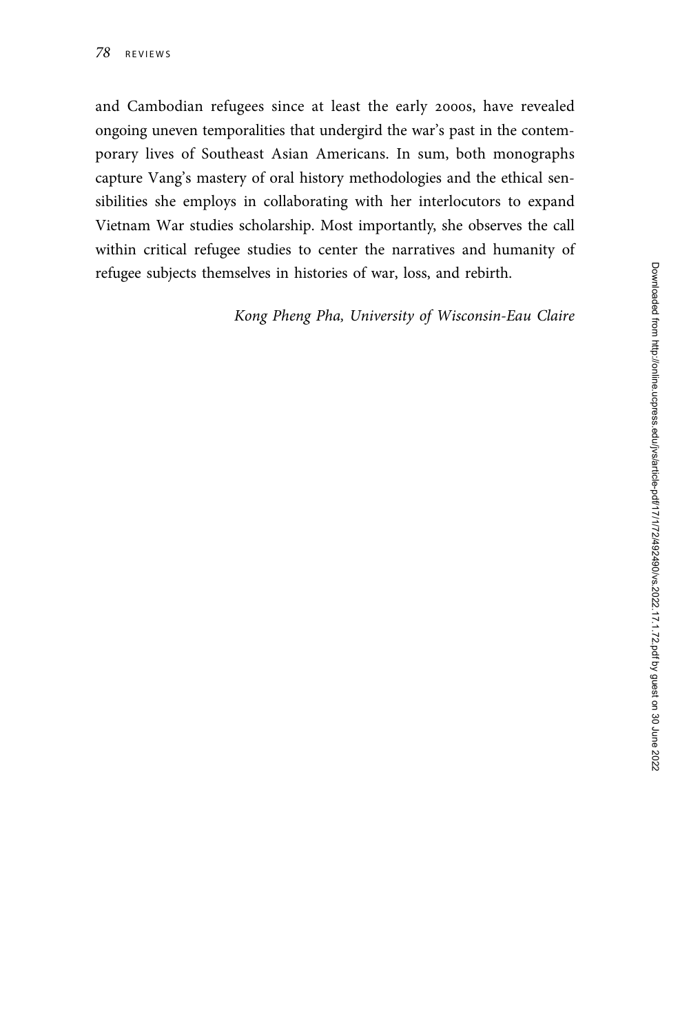and Cambodian refugees since at least the early 2000s, have revealed ongoing uneven temporalities that undergird the war's past in the contemporary lives of Southeast Asian Americans. In sum, both monographs capture Vang's mastery of oral history methodologies and the ethical sensibilities she employs in collaborating with her interlocutors to expand Vietnam War studies scholarship. Most importantly, she observes the call within critical refugee studies to center the narratives and humanity of refugee subjects themselves in histories of war, loss, and rebirth.

*Kong Pheng Pha, University of Wisconsin-Eau Claire*